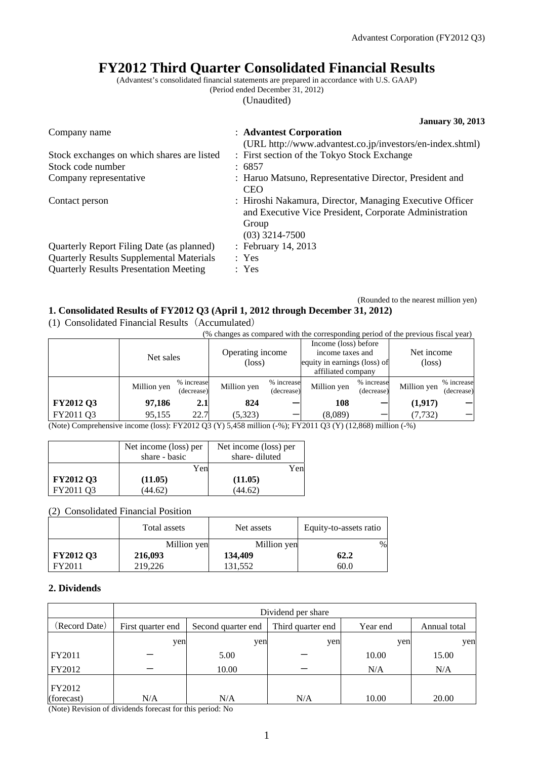# FY2012 Third Quarter Consolidated Financial Results

(Advantest's consolidated financial statements are prepared in accordance with U.S. GAAP)
(Period ended December 31, 2012)
(Unaudited)

**January 30, 2013**

| | |
|---|---|
| Company name | : **Advantest Corporation** (URL http://www.advantest.co.jp/investors/en-index.shtml) |
| Stock exchanges on which shares are listed | : First section of the Tokyo Stock Exchange |
| Stock code number | : 6857 |
| Company representative | : Haruo Matsuno, Representative Director, President and CEO |
| Contact person | : Hiroshi Nakamura, Director, Managing Executive Officer and Executive Vice President, Corporate Administration Group (03) 3214-7500 |
| Quarterly Report Filing Date (as planned) | : February 14, 2013 |
| Quarterly Results Supplemental Materials | : Yes |
| Quarterly Results Presentation Meeting | : Yes |

(Rounded to the nearest million yen)

## 1. Consolidated Results of FY2012 Q3 (April 1, 2012 through December 31, 2012)

(1) Consolidated Financial Results（Accumulated）

(% changes as compared with the corresponding period of the previous fiscal year)

| | Net sales | | Operating income (loss) | | Income (loss) before income taxes and equity in earnings (loss) of affiliated company | | Net income (loss) | |
|---|---|---|---|---|---|---|---|---|
| | Million yen | % increase (decrease) | Million yen | % increase (decrease) | Million yen | % increase (decrease) | Million yen | % increase (decrease) |
| **FY2012 Q3** | **97,186** | **2.1** | **824** | **ー** | **108** | **ー** | **(1,917)** | **ー** |
| FY2011 Q3 | 95,155 | 22.7 | (5,323) | ー | (8,089) | ー | (7,732) | ー |

(Note) Comprehensive income (loss): FY2012 Q3 (Y) 5,458 million (-%); FY2011 Q3 (Y) (12,868) million (-%)

| | Net income (loss) per share - basic | Net income (loss) per share- diluted |
|---|---|---|
| | Yen | Yen |
| **FY2012 Q3** | **(11.05)** | **(11.05)** |
| FY2011 Q3 | (44.62) | (44.62) |

(2) Consolidated Financial Position

| | Total assets | Net assets | Equity-to-assets ratio |
|---|---|---|---|
| | Million yen | Million yen | % |
| **FY2012 Q3** | **216,093** | **134,409** | **62.2** |
| FY2011 | 219,226 | 131,552 | 60.0 |

## 2. Dividends

| | Dividend per share | | | | |
|---|---|---|---|---|---|
| (Record Date) | First quarter end | Second quarter end | Third quarter end | Year end | Annual total |
| | yen | yen | yen | yen | yen |
| FY2011 | ー | 5.00 | ー | 10.00 | 15.00 |
| FY2012 | ー | 10.00 | ー | N/A | N/A |
| FY2012 (forecast) | N/A | N/A | N/A | 10.00 | 20.00 |

(Note) Revision of dividends forecast for this period: No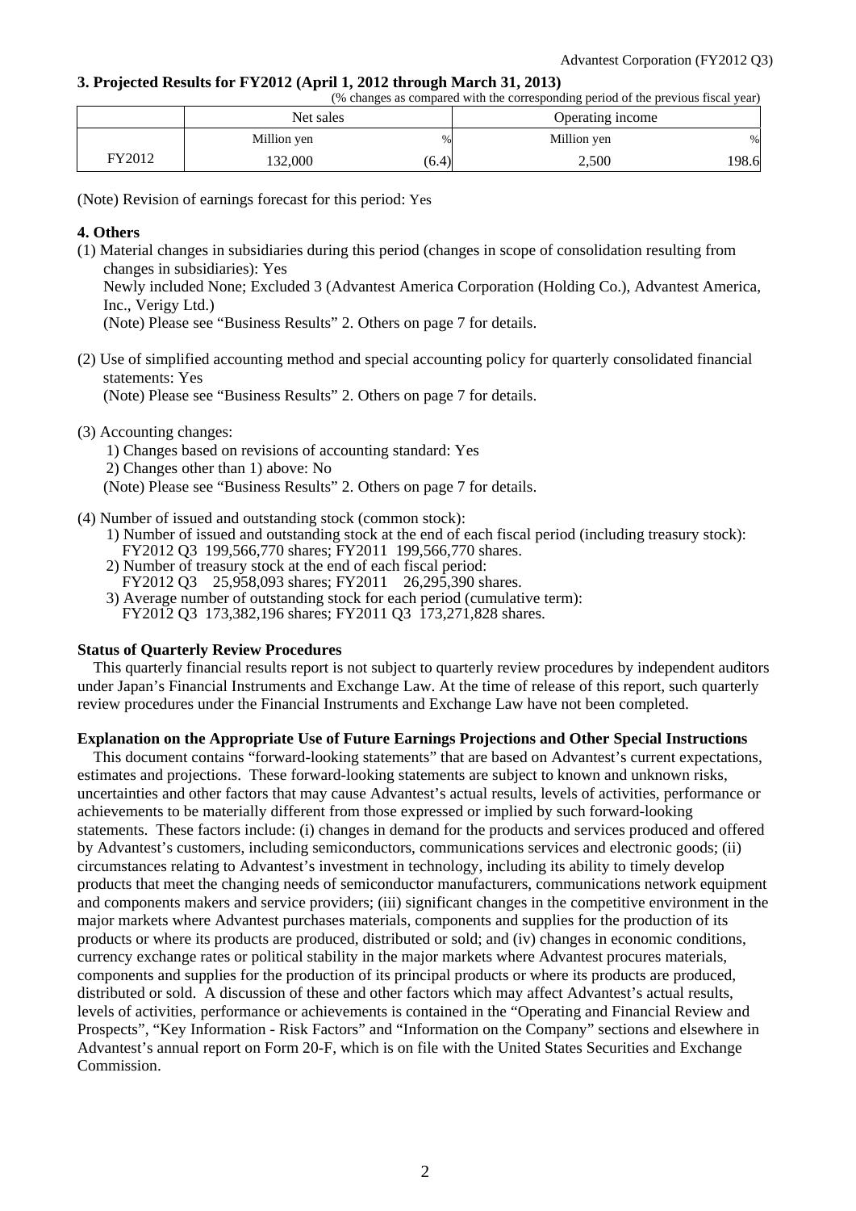## 3. Projected Results for FY2012 (April 1, 2012 through March 31, 2013)

(% changes as compared with the corresponding period of the previous fiscal year)

| | Net sales | | Operating income | |
|---|---|---|---|---|
| | Million yen | % | Million yen | % |
| FY2012 | 132,000 | (6.4) | 2,500 | 198.6 |

(Note) Revision of earnings forecast for this period: Yes

## 4. Others

(1) Material changes in subsidiaries during this period (changes in scope of consolidation resulting from changes in subsidiaries): Yes

Newly included None; Excluded 3 (Advantest America Corporation (Holding Co.), Advantest America, Inc., Verigy Ltd.)

(Note) Please see "Business Results" 2. Others on page 7 for details.

(2) Use of simplified accounting method and special accounting policy for quarterly consolidated financial statements: Yes

(Note) Please see "Business Results" 2. Others on page 7 for details.

(3) Accounting changes:

1) Changes based on revisions of accounting standard: Yes

2) Changes other than 1) above: No

(Note) Please see "Business Results" 2. Others on page 7 for details.

(4) Number of issued and outstanding stock (common stock):

1) Number of issued and outstanding stock at the end of each fiscal period (including treasury stock): FY2012 Q3 199,566,770 shares; FY2011 199,566,770 shares.

2) Number of treasury stock at the end of each fiscal period: FY2012 Q3 25,958,093 shares; FY2011 26,295,390 shares.

3) Average number of outstanding stock for each period (cumulative term): FY2012 Q3 173,382,196 shares; FY2011 Q3 173,271,828 shares.

**Status of Quarterly Review Procedures**

This quarterly financial results report is not subject to quarterly review procedures by independent auditors under Japan's Financial Instruments and Exchange Law. At the time of release of this report, such quarterly review procedures under the Financial Instruments and Exchange Law have not been completed.

**Explanation on the Appropriate Use of Future Earnings Projections and Other Special Instructions**

This document contains "forward-looking statements" that are based on Advantest's current expectations, estimates and projections. These forward-looking statements are subject to known and unknown risks, uncertainties and other factors that may cause Advantest's actual results, levels of activities, performance or achievements to be materially different from those expressed or implied by such forward-looking statements. These factors include: (i) changes in demand for the products and services produced and offered by Advantest's customers, including semiconductors, communications services and electronic goods; (ii) circumstances relating to Advantest's investment in technology, including its ability to timely develop products that meet the changing needs of semiconductor manufacturers, communications network equipment and components makers and service providers; (iii) significant changes in the competitive environment in the major markets where Advantest purchases materials, components and supplies for the production of its products or where its products are produced, distributed or sold; and (iv) changes in economic conditions, currency exchange rates or political stability in the major markets where Advantest procures materials, components and supplies for the production of its principal products or where its products are produced, distributed or sold. A discussion of these and other factors which may affect Advantest's actual results, levels of activities, performance or achievements is contained in the "Operating and Financial Review and Prospects", "Key Information - Risk Factors" and "Information on the Company" sections and elsewhere in Advantest's annual report on Form 20-F, which is on file with the United States Securities and Exchange Commission.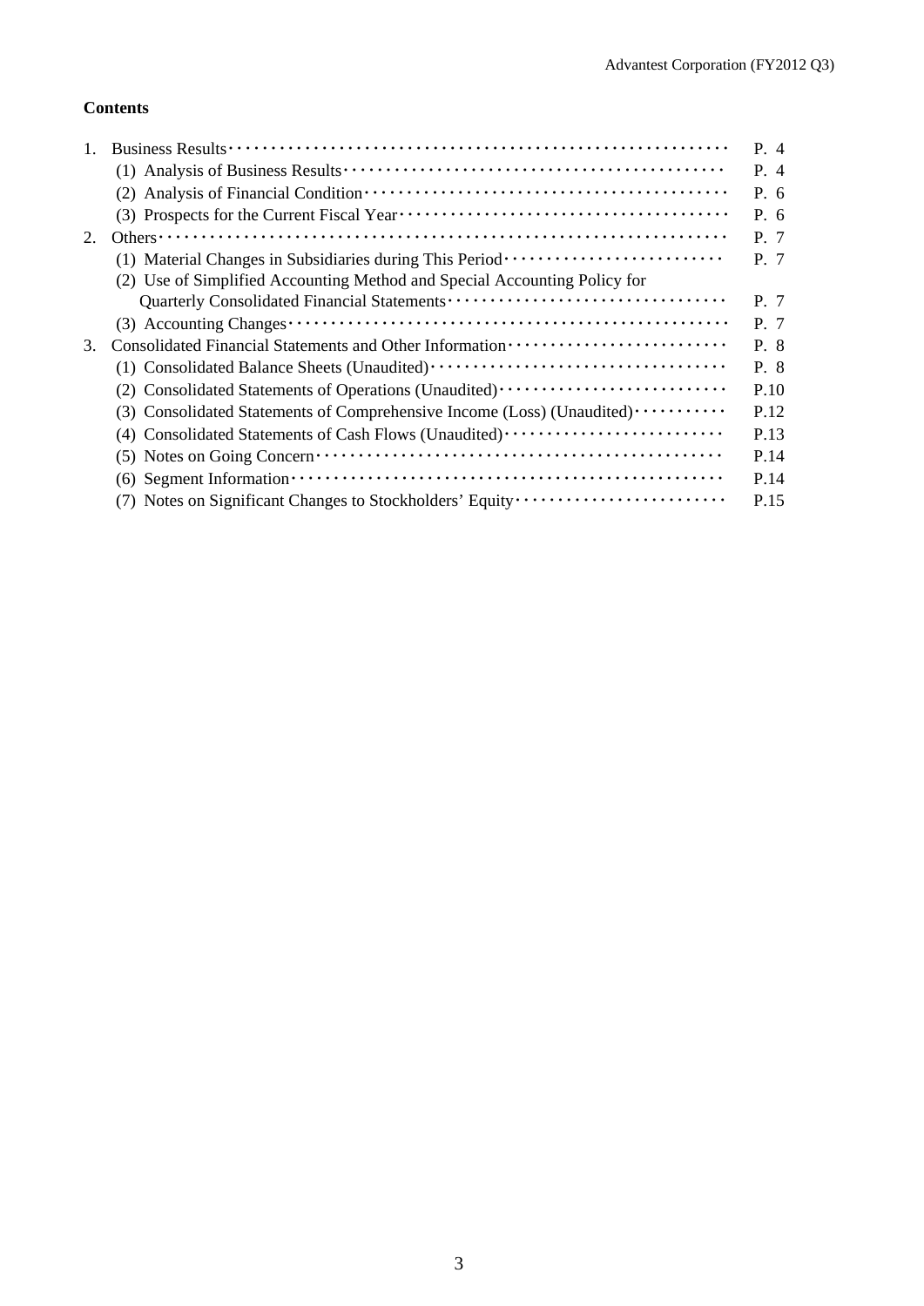**Contents**

| | | |
|---|---|---|
| 1. | Business Results | P. 4 |
| | (1) Analysis of Business Results | P. 4 |
| | (2) Analysis of Financial Condition | P. 6 |
| | (3) Prospects for the Current Fiscal Year | P. 6 |
| 2. | Others | P. 7 |
| | (1) Material Changes in Subsidiaries during This Period | P. 7 |
| | (2) Use of Simplified Accounting Method and Special Accounting Policy for Quarterly Consolidated Financial Statements | P. 7 |
| | (3) Accounting Changes | P. 7 |
| 3. | Consolidated Financial Statements and Other Information | P. 8 |
| | (1) Consolidated Balance Sheets (Unaudited) | P. 8 |
| | (2) Consolidated Statements of Operations (Unaudited) | P.10 |
| | (3) Consolidated Statements of Comprehensive Income (Loss) (Unaudited) | P.12 |
| | (4) Consolidated Statements of Cash Flows (Unaudited) | P.13 |
| | (5) Notes on Going Concern | P.14 |
| | (6) Segment Information | P.14 |
| | (7) Notes on Significant Changes to Stockholders' Equity | P.15 |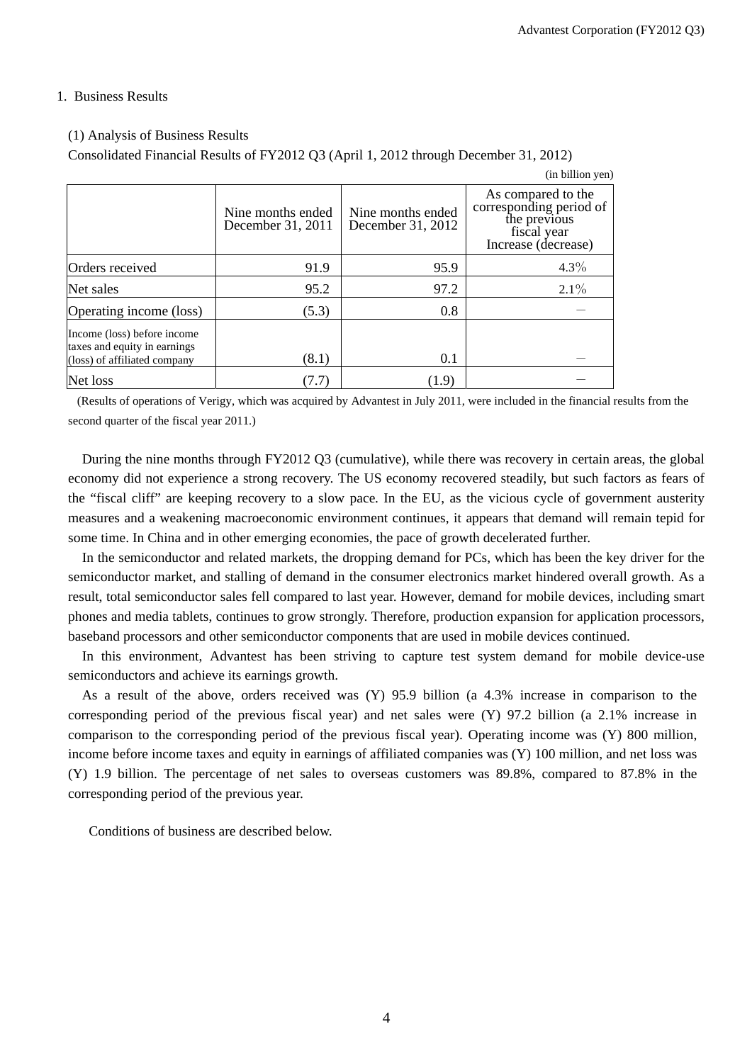## 1. Business Results

### (1) Analysis of Business Results

Consolidated Financial Results of FY2012 Q3 (April 1, 2012 through December 31, 2012)

(in billion yen)

| | Nine months ended December 31, 2011 | Nine months ended December 31, 2012 | As compared to the corresponding period of the previous fiscal year Increase (decrease) |
|---|---|---|---|
| Orders received | 91.9 | 95.9 | 4.3% |
| Net sales | 95.2 | 97.2 | 2.1% |
| Operating income (loss) | (5.3) | 0.8 | － |
| Income (loss) before income taxes and equity in earnings (loss) of affiliated company | (8.1) | 0.1 | － |
| Net loss | (7.7) | (1.9) | － |

(Results of operations of Verigy, which was acquired by Advantest in July 2011, were included in the financial results from the second quarter of the fiscal year 2011.)

During the nine months through FY2012 Q3 (cumulative), while there was recovery in certain areas, the global economy did not experience a strong recovery. The US economy recovered steadily, but such factors as fears of the "fiscal cliff" are keeping recovery to a slow pace. In the EU, as the vicious cycle of government austerity measures and a weakening macroeconomic environment continues, it appears that demand will remain tepid for some time. In China and in other emerging economies, the pace of growth decelerated further.

In the semiconductor and related markets, the dropping demand for PCs, which has been the key driver for the semiconductor market, and stalling of demand in the consumer electronics market hindered overall growth. As a result, total semiconductor sales fell compared to last year. However, demand for mobile devices, including smart phones and media tablets, continues to grow strongly. Therefore, production expansion for application processors, baseband processors and other semiconductor components that are used in mobile devices continued.

In this environment, Advantest has been striving to capture test system demand for mobile device-use semiconductors and achieve its earnings growth.

As a result of the above, orders received was (Y) 95.9 billion (a 4.3% increase in comparison to the corresponding period of the previous fiscal year) and net sales were (Y) 97.2 billion (a 2.1% increase in comparison to the corresponding period of the previous fiscal year). Operating income was (Y) 800 million, income before income taxes and equity in earnings of affiliated companies was (Y) 100 million, and net loss was (Y) 1.9 billion. The percentage of net sales to overseas customers was 89.8%, compared to 87.8% in the corresponding period of the previous year.

Conditions of business are described below.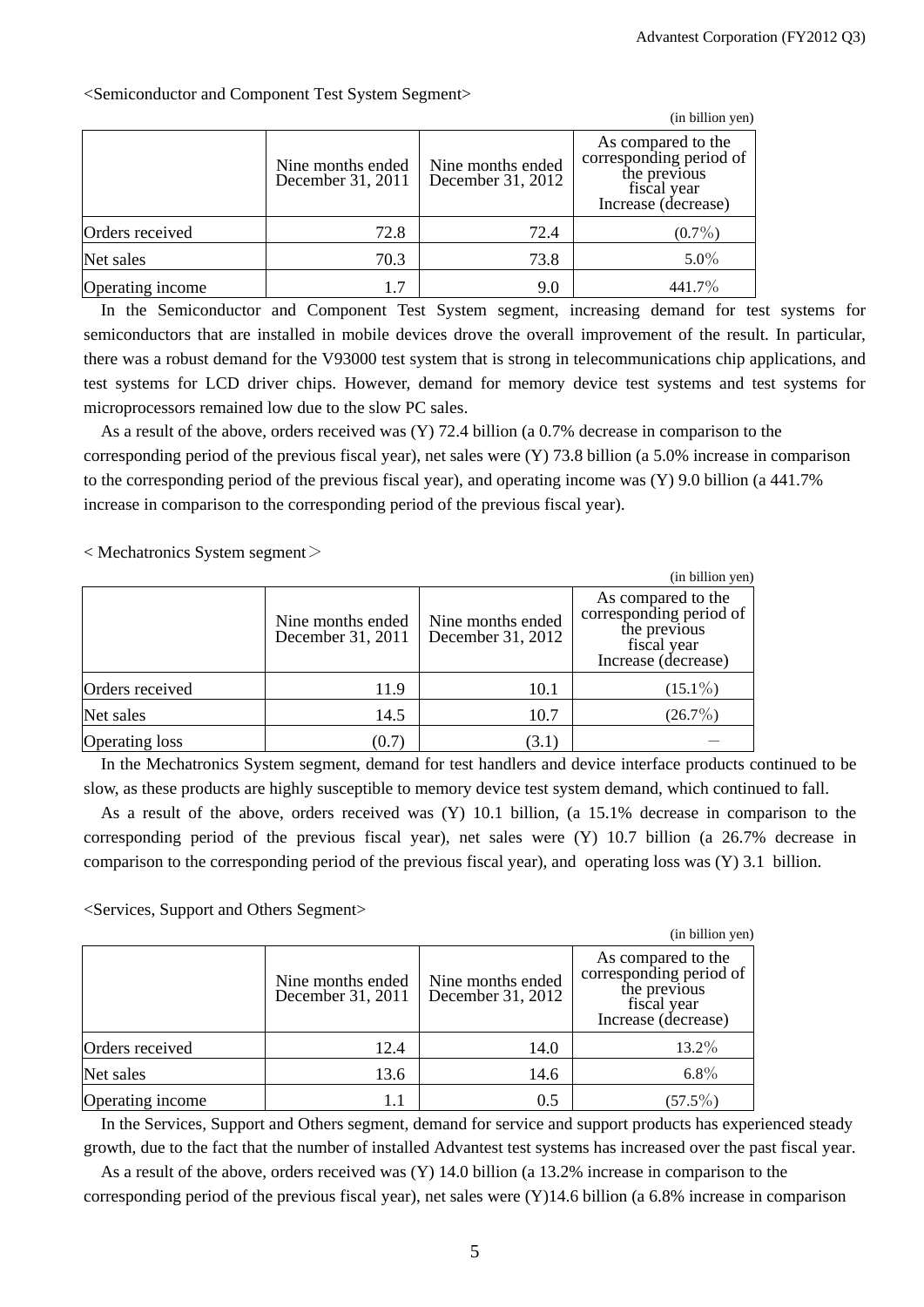<Semiconductor and Component Test System Segment>

(in billion yen)

| | Nine months ended December 31, 2011 | Nine months ended December 31, 2012 | As compared to the corresponding period of the previous fiscal year Increase (decrease) |
|---|---|---|---|
| Orders received | 72.8 | 72.4 | (0.7%) |
| Net sales | 70.3 | 73.8 | 5.0% |
| Operating income | 1.7 | 9.0 | 441.7% |

In the Semiconductor and Component Test System segment, increasing demand for test systems for semiconductors that are installed in mobile devices drove the overall improvement of the result. In particular, there was a robust demand for the V93000 test system that is strong in telecommunications chip applications, and test systems for LCD driver chips. However, demand for memory device test systems and test systems for microprocessors remained low due to the slow PC sales.

As a result of the above, orders received was (Y) 72.4 billion (a 0.7% decrease in comparison to the corresponding period of the previous fiscal year), net sales were (Y) 73.8 billion (a 5.0% increase in comparison to the corresponding period of the previous fiscal year), and operating income was (Y) 9.0 billion (a 441.7% increase in comparison to the corresponding period of the previous fiscal year).

< Mechatronics System segment＞

(in billion yen)

| | Nine months ended December 31, 2011 | Nine months ended December 31, 2012 | As compared to the corresponding period of the previous fiscal year Increase (decrease) |
|---|---|---|---|
| Orders received | 11.9 | 10.1 | (15.1%) |
| Net sales | 14.5 | 10.7 | (26.7%) |
| Operating loss | (0.7) | (3.1) | – |

In the Mechatronics System segment, demand for test handlers and device interface products continued to be slow, as these products are highly susceptible to memory device test system demand, which continued to fall.

As a result of the above, orders received was (Y) 10.1 billion, (a 15.1% decrease in comparison to the corresponding period of the previous fiscal year), net sales were (Y) 10.7 billion (a 26.7% decrease in comparison to the corresponding period of the previous fiscal year), and operating loss was (Y) 3.1 billion.

<Services, Support and Others Segment>

(in billion yen)

| | Nine months ended December 31, 2011 | Nine months ended December 31, 2012 | As compared to the corresponding period of the previous fiscal year Increase (decrease) |
|---|---|---|---|
| Orders received | 12.4 | 14.0 | 13.2% |
| Net sales | 13.6 | 14.6 | 6.8% |
| Operating income | 1.1 | 0.5 | (57.5%) |

In the Services, Support and Others segment, demand for service and support products has experienced steady growth, due to the fact that the number of installed Advantest test systems has increased over the past fiscal year.

As a result of the above, orders received was (Y) 14.0 billion (a 13.2% increase in comparison to the corresponding period of the previous fiscal year), net sales were (Y)14.6 billion (a 6.8% increase in comparison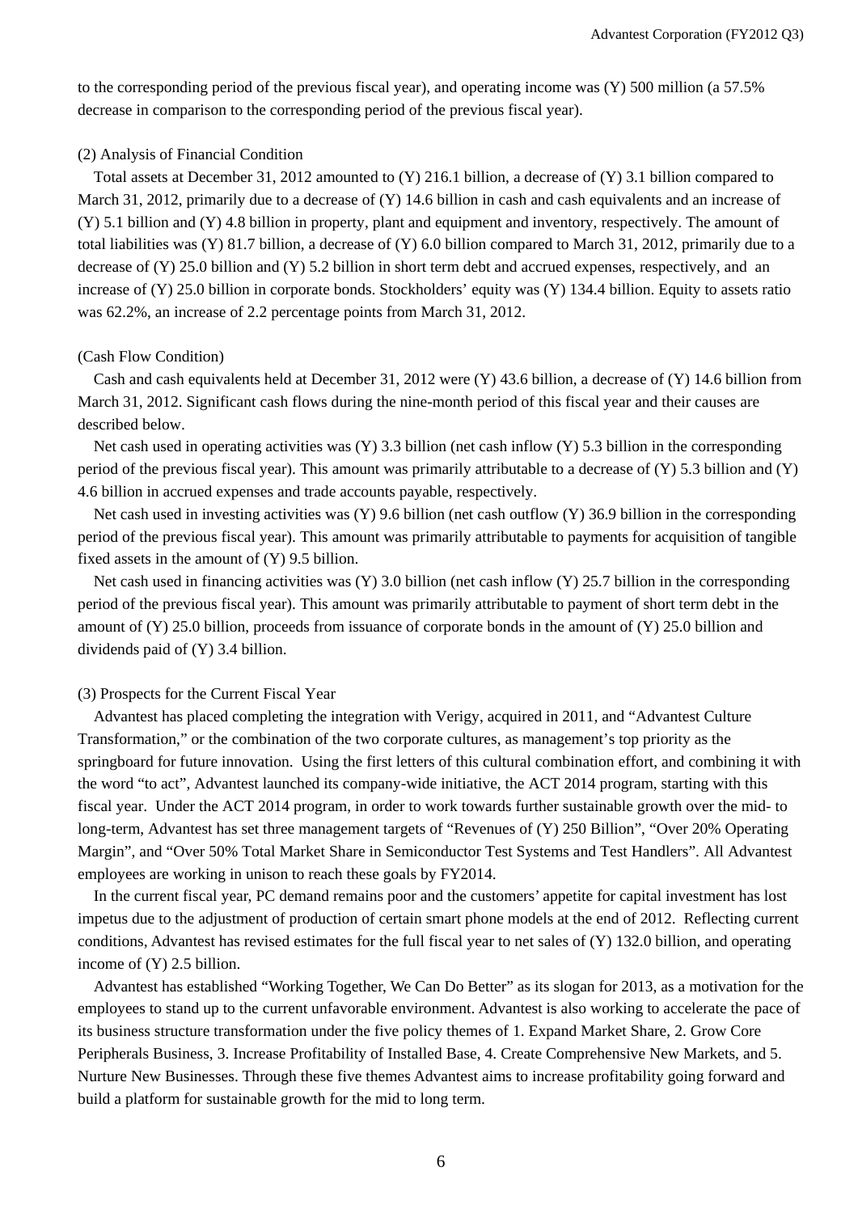to the corresponding period of the previous fiscal year), and operating income was (Y) 500 million (a 57.5% decrease in comparison to the corresponding period of the previous fiscal year).

(2) Analysis of Financial Condition

Total assets at December 31, 2012 amounted to (Y) 216.1 billion, a decrease of (Y) 3.1 billion compared to March 31, 2012, primarily due to a decrease of (Y) 14.6 billion in cash and cash equivalents and an increase of (Y) 5.1 billion and (Y) 4.8 billion in property, plant and equipment and inventory, respectively. The amount of total liabilities was (Y) 81.7 billion, a decrease of (Y) 6.0 billion compared to March 31, 2012, primarily due to a decrease of (Y) 25.0 billion and (Y) 5.2 billion in short term debt and accrued expenses, respectively, and an increase of (Y) 25.0 billion in corporate bonds. Stockholders' equity was (Y) 134.4 billion. Equity to assets ratio was 62.2%, an increase of 2.2 percentage points from March 31, 2012.

(Cash Flow Condition)

Cash and cash equivalents held at December 31, 2012 were (Y) 43.6 billion, a decrease of (Y) 14.6 billion from March 31, 2012. Significant cash flows during the nine-month period of this fiscal year and their causes are described below.

Net cash used in operating activities was (Y) 3.3 billion (net cash inflow (Y) 5.3 billion in the corresponding period of the previous fiscal year). This amount was primarily attributable to a decrease of (Y) 5.3 billion and (Y) 4.6 billion in accrued expenses and trade accounts payable, respectively.

Net cash used in investing activities was (Y) 9.6 billion (net cash outflow (Y) 36.9 billion in the corresponding period of the previous fiscal year). This amount was primarily attributable to payments for acquisition of tangible fixed assets in the amount of (Y) 9.5 billion.

Net cash used in financing activities was (Y) 3.0 billion (net cash inflow (Y) 25.7 billion in the corresponding period of the previous fiscal year). This amount was primarily attributable to payment of short term debt in the amount of (Y) 25.0 billion, proceeds from issuance of corporate bonds in the amount of (Y) 25.0 billion and dividends paid of (Y) 3.4 billion.

(3) Prospects for the Current Fiscal Year

Advantest has placed completing the integration with Verigy, acquired in 2011, and "Advantest Culture Transformation," or the combination of the two corporate cultures, as management's top priority as the springboard for future innovation. Using the first letters of this cultural combination effort, and combining it with the word "to act", Advantest launched its company-wide initiative, the ACT 2014 program, starting with this fiscal year. Under the ACT 2014 program, in order to work towards further sustainable growth over the mid- to long-term, Advantest has set three management targets of "Revenues of (Y) 250 Billion", "Over 20% Operating Margin", and "Over 50% Total Market Share in Semiconductor Test Systems and Test Handlers". All Advantest employees are working in unison to reach these goals by FY2014.

In the current fiscal year, PC demand remains poor and the customers' appetite for capital investment has lost impetus due to the adjustment of production of certain smart phone models at the end of 2012. Reflecting current conditions, Advantest has revised estimates for the full fiscal year to net sales of (Y) 132.0 billion, and operating income of (Y) 2.5 billion.

Advantest has established "Working Together, We Can Do Better" as its slogan for 2013, as a motivation for the employees to stand up to the current unfavorable environment. Advantest is also working to accelerate the pace of its business structure transformation under the five policy themes of 1. Expand Market Share, 2. Grow Core Peripherals Business, 3. Increase Profitability of Installed Base, 4. Create Comprehensive New Markets, and 5. Nurture New Businesses. Through these five themes Advantest aims to increase profitability going forward and build a platform for sustainable growth for the mid to long term.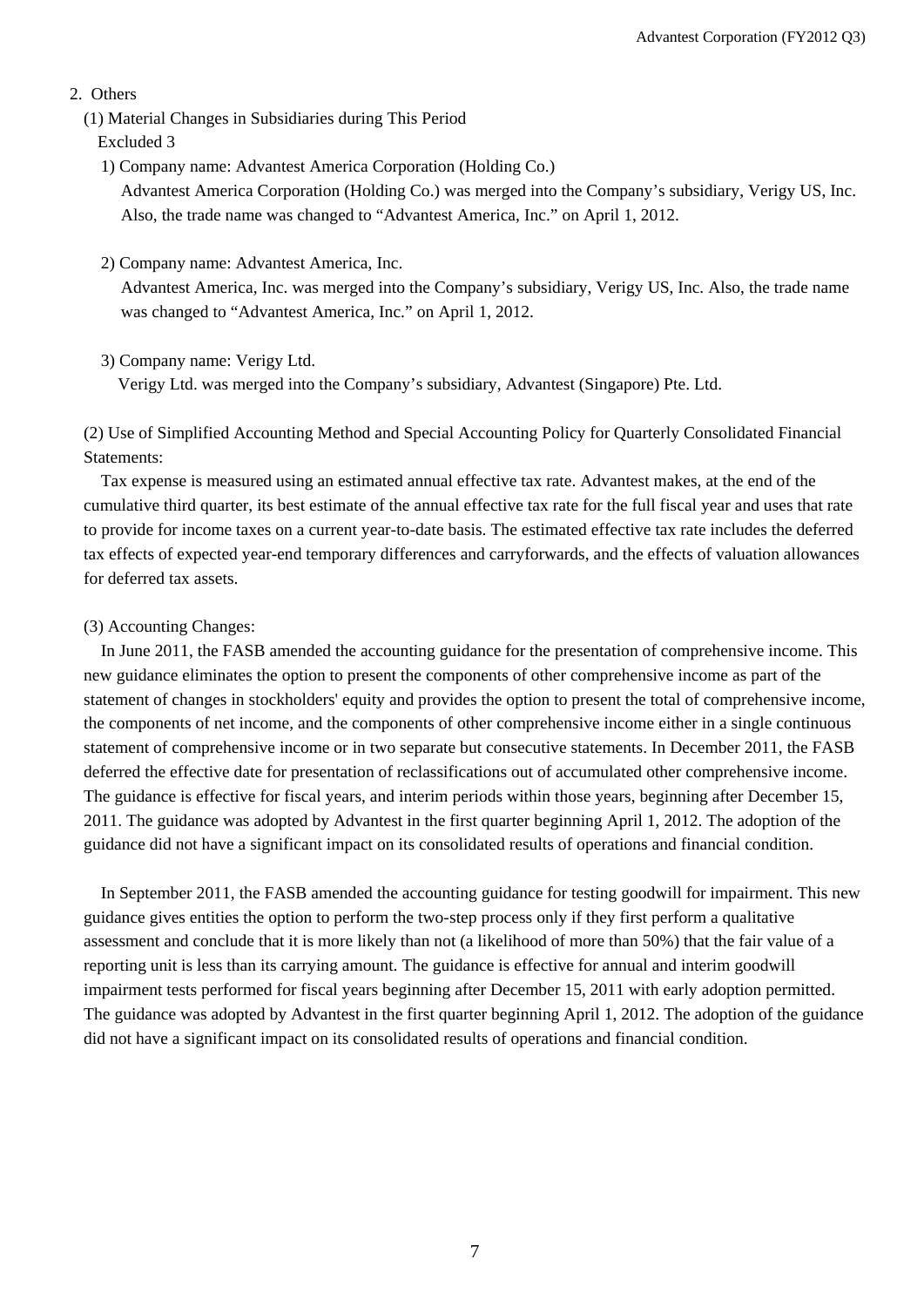## 2. Others

### (1) Material Changes in Subsidiaries during This Period

Excluded 3

1) Company name: Advantest America Corporation (Holding Co.)
   Advantest America Corporation (Holding Co.) was merged into the Company's subsidiary, Verigy US, Inc. Also, the trade name was changed to "Advantest America, Inc." on April 1, 2012.

2) Company name: Advantest America, Inc.
   Advantest America, Inc. was merged into the Company's subsidiary, Verigy US, Inc. Also, the trade name was changed to "Advantest America, Inc." on April 1, 2012.

3) Company name: Verigy Ltd.
   Verigy Ltd. was merged into the Company's subsidiary, Advantest (Singapore) Pte. Ltd.

### (2) Use of Simplified Accounting Method and Special Accounting Policy for Quarterly Consolidated Financial Statements:

Tax expense is measured using an estimated annual effective tax rate. Advantest makes, at the end of the cumulative third quarter, its best estimate of the annual effective tax rate for the full fiscal year and uses that rate to provide for income taxes on a current year-to-date basis. The estimated effective tax rate includes the deferred tax effects of expected year-end temporary differences and carryforwards, and the effects of valuation allowances for deferred tax assets.

### (3) Accounting Changes:

In June 2011, the FASB amended the accounting guidance for the presentation of comprehensive income. This new guidance eliminates the option to present the components of other comprehensive income as part of the statement of changes in stockholders' equity and provides the option to present the total of comprehensive income, the components of net income, and the components of other comprehensive income either in a single continuous statement of comprehensive income or in two separate but consecutive statements. In December 2011, the FASB deferred the effective date for presentation of reclassifications out of accumulated other comprehensive income. The guidance is effective for fiscal years, and interim periods within those years, beginning after December 15, 2011. The guidance was adopted by Advantest in the first quarter beginning April 1, 2012. The adoption of the guidance did not have a significant impact on its consolidated results of operations and financial condition.

In September 2011, the FASB amended the accounting guidance for testing goodwill for impairment. This new guidance gives entities the option to perform the two-step process only if they first perform a qualitative assessment and conclude that it is more likely than not (a likelihood of more than 50%) that the fair value of a reporting unit is less than its carrying amount. The guidance is effective for annual and interim goodwill impairment tests performed for fiscal years beginning after December 15, 2011 with early adoption permitted. The guidance was adopted by Advantest in the first quarter beginning April 1, 2012. The adoption of the guidance did not have a significant impact on its consolidated results of operations and financial condition.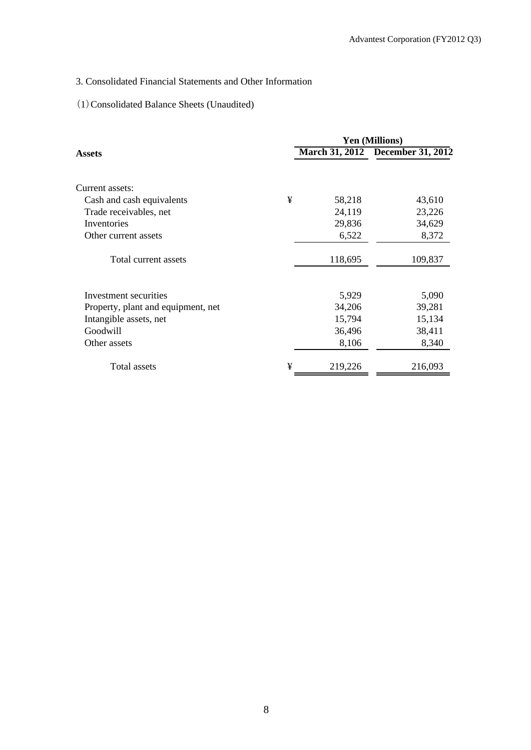## 3. Consolidated Financial Statements and Other Information

### (1) Consolidated Balance Sheets (Unaudited)

| **Assets** | | Yen (Millions) | |
|---|---|---|---|
| | | **March 31, 2012** | **December 31, 2012** |
| Current assets: | | | |
| Cash and cash equivalents | ¥ | 58,218 | 43,610 |
| Trade receivables, net | | 24,119 | 23,226 |
| Inventories | | 29,836 | 34,629 |
| Other current assets | | 6,522 | 8,372 |
| Total current assets | | 118,695 | 109,837 |
| Investment securities | | 5,929 | 5,090 |
| Property, plant and equipment, net | | 34,206 | 39,281 |
| Intangible assets, net | | 15,794 | 15,134 |
| Goodwill | | 36,496 | 38,411 |
| Other assets | | 8,106 | 8,340 |
| Total assets | ¥ | 219,226 | 216,093 |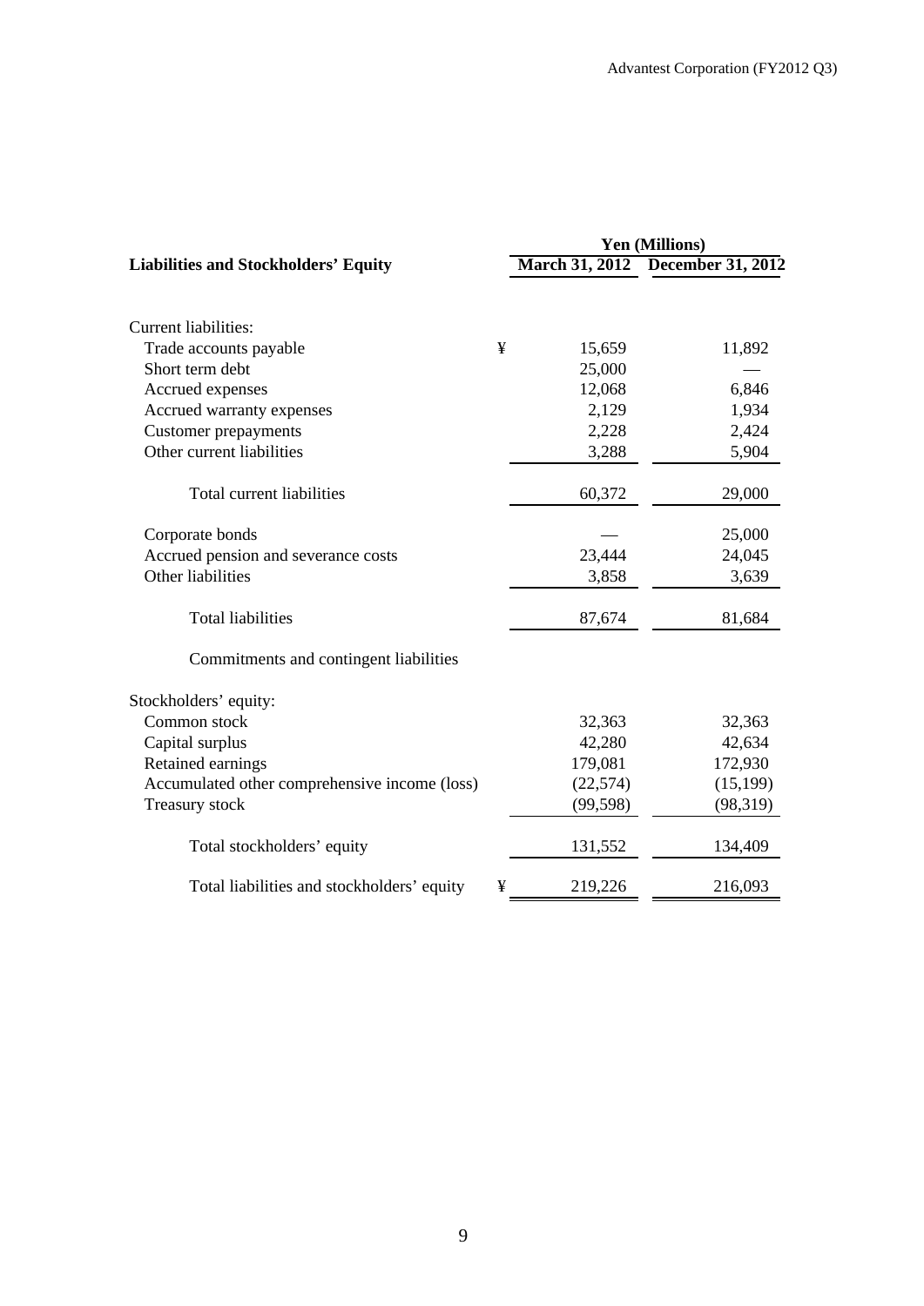| Liabilities and Stockholders' Equity | | Yen (Millions) | |
|---|---|---|---|
| | | March 31, 2012 | December 31, 2012 |
| Current liabilities: | | | |
| Trade accounts payable | ¥ | 15,659 | 11,892 |
| Short term debt | | 25,000 | — |
| Accrued expenses | | 12,068 | 6,846 |
| Accrued warranty expenses | | 2,129 | 1,934 |
| Customer prepayments | | 2,228 | 2,424 |
| Other current liabilities | | 3,288 | 5,904 |
| Total current liabilities | | 60,372 | 29,000 |
| Corporate bonds | | — | 25,000 |
| Accrued pension and severance costs | | 23,444 | 24,045 |
| Other liabilities | | 3,858 | 3,639 |
| Total liabilities | | 87,674 | 81,684 |
| Commitments and contingent liabilities | | | |
| Stockholders' equity: | | | |
| Common stock | | 32,363 | 32,363 |
| Capital surplus | | 42,280 | 42,634 |
| Retained earnings | | 179,081 | 172,930 |
| Accumulated other comprehensive income (loss) | | (22,574) | (15,199) |
| Treasury stock | | (99,598) | (98,319) |
| Total stockholders' equity | | 131,552 | 134,409 |
| Total liabilities and stockholders' equity | ¥ | 219,226 | 216,093 |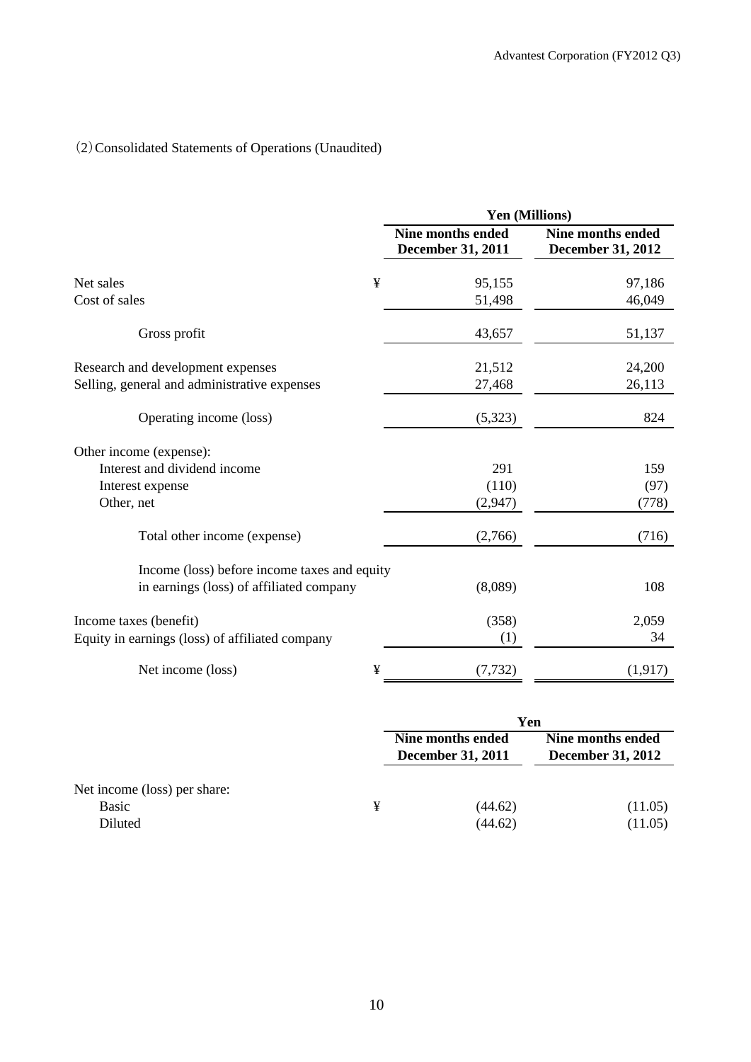(2) Consolidated Statements of Operations (Unaudited)

| | | Yen (Millions) | |
|---|---|---|---|
| | | Nine months ended December 31, 2011 | Nine months ended December 31, 2012 |
| Net sales | ¥ | 95,155 | 97,186 |
| Cost of sales | | 51,498 | 46,049 |
| Gross profit | | 43,657 | 51,137 |
| Research and development expenses | | 21,512 | 24,200 |
| Selling, general and administrative expenses | | 27,468 | 26,113 |
| Operating income (loss) | | (5,323) | 824 |
| Other income (expense): | | | |
| Interest and dividend income | | 291 | 159 |
| Interest expense | | (110) | (97) |
| Other, net | | (2,947) | (778) |
| Total other income (expense) | | (2,766) | (716) |
| Income (loss) before income taxes and equity in earnings (loss) of affiliated company | | (8,089) | 108 |
| Income taxes (benefit) | | (358) | 2,059 |
| Equity in earnings (loss) of affiliated company | | (1) | 34 |
| Net income (loss) | ¥ | (7,732) | (1,917) |

| | | Yen | |
|---|---|---|---|
| | | Nine months ended December 31, 2011 | Nine months ended December 31, 2012 |
| Net income (loss) per share: | | | |
| Basic | ¥ | (44.62) | (11.05) |
| Diluted | | (44.62) | (11.05) |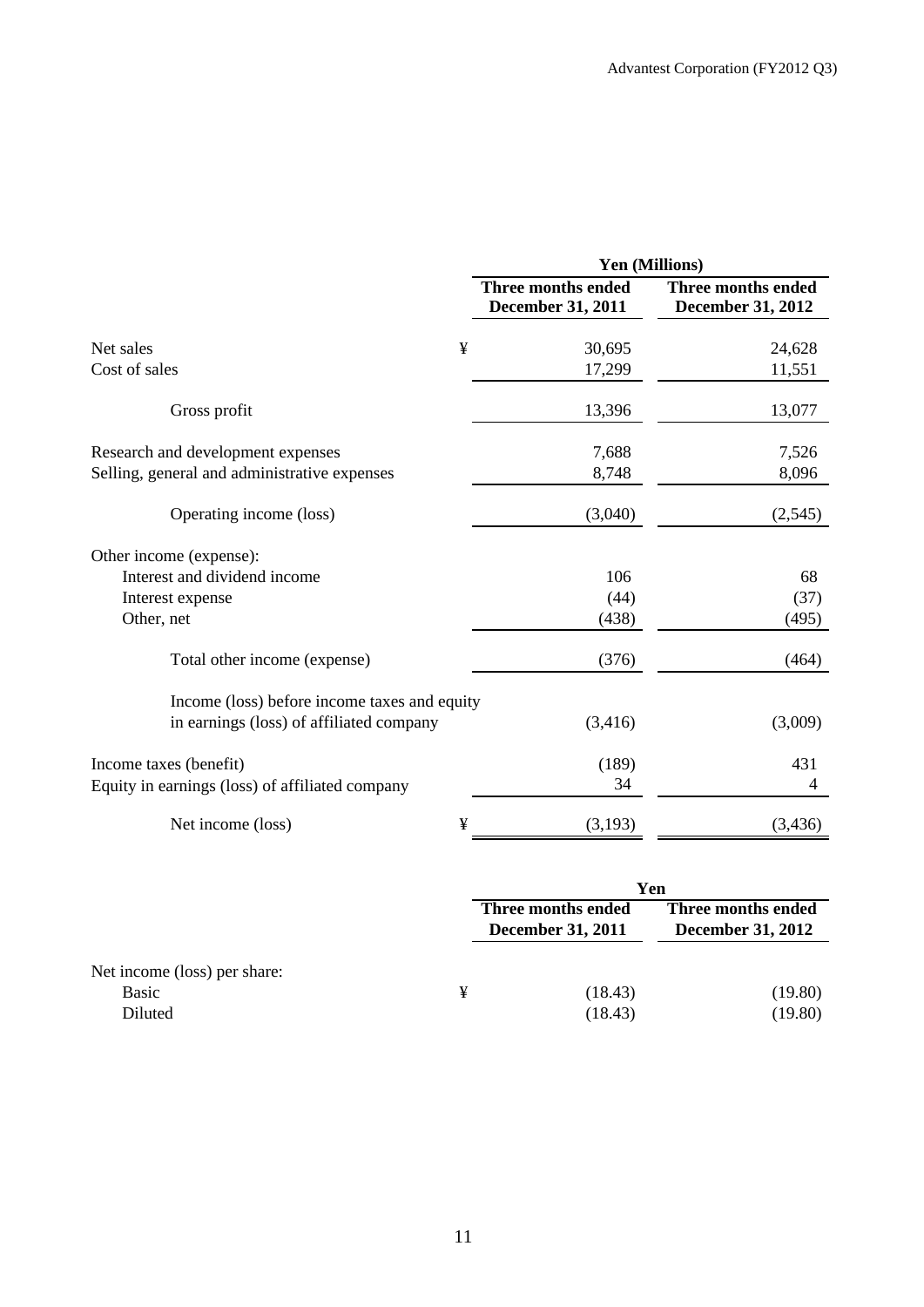| | | Yen (Millions) | |
|---|---|---|---|
| | | Three months ended December 31, 2011 | Three months ended December 31, 2012 |
| Net sales | ¥ | 30,695 | 24,628 |
| Cost of sales | | 17,299 | 11,551 |
| Gross profit | | 13,396 | 13,077 |
| Research and development expenses | | 7,688 | 7,526 |
| Selling, general and administrative expenses | | 8,748 | 8,096 |
| Operating income (loss) | | (3,040) | (2,545) |
| Other income (expense): | | | |
| Interest and dividend income | | 106 | 68 |
| Interest expense | | (44) | (37) |
| Other, net | | (438) | (495) |
| Total other income (expense) | | (376) | (464) |
| Income (loss) before income taxes and equity in earnings (loss) of affiliated company | | (3,416) | (3,009) |
| Income taxes (benefit) | | (189) | 431 |
| Equity in earnings (loss) of affiliated company | | 34 | 4 |
| Net income (loss) | ¥ | (3,193) | (3,436) |

| | | Yen | |
|---|---|---|---|
| | | Three months ended December 31, 2011 | Three months ended December 31, 2012 |
| Net income (loss) per share: | | | |
| Basic | ¥ | (18.43) | (19.80) |
| Diluted | | (18.43) | (19.80) |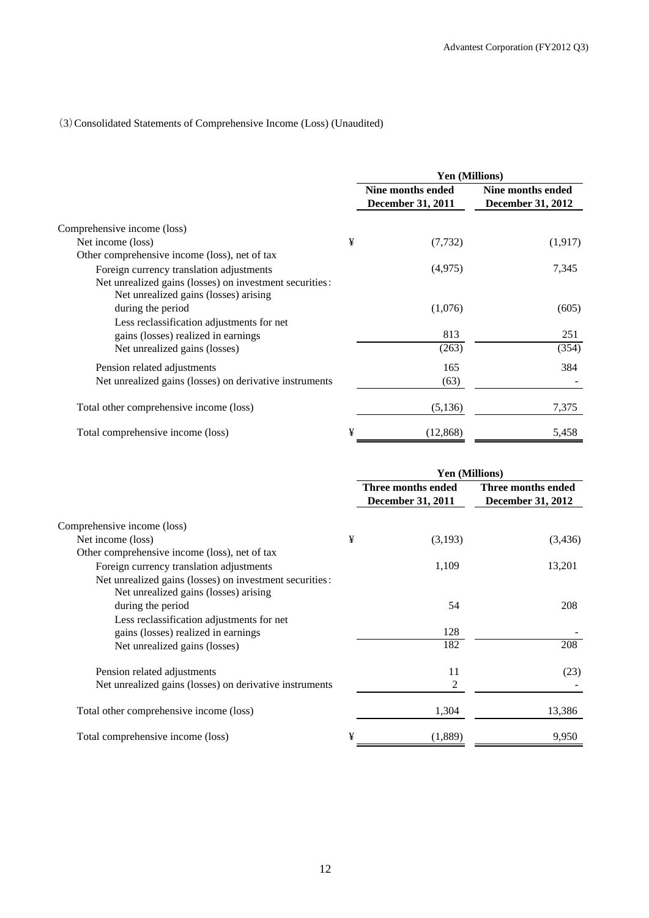(3) Consolidated Statements of Comprehensive Income (Loss) (Unaudited)

| | | Yen (Millions) | |
|---|---|---|---|
| | | Nine months ended December 31, 2011 | Nine months ended December 31, 2012 |
| Comprehensive income (loss) | | | |
| Net income (loss) | ¥ | (7,732) | (1,917) |
| Other comprehensive income (loss), net of tax | | | |
| Foreign currency translation adjustments | | (4,975) | 7,345 |
| Net unrealized gains (losses) on investment securities: | | | |
| Net unrealized gains (losses) arising during the period | | (1,076) | (605) |
| Less reclassification adjustments for net gains (losses) realized in earnings | | 813 | 251 |
| Net unrealized gains (losses) | | (263) | (354) |
| Pension related adjustments | | 165 | 384 |
| Net unrealized gains (losses) on derivative instruments | | (63) | - |
| Total other comprehensive income (loss) | | (5,136) | 7,375 |
| Total comprehensive income (loss) | ¥ | (12,868) | 5,458 |

| | | Yen (Millions) | |
|---|---|---|---|
| | | Three months ended December 31, 2011 | Three months ended December 31, 2012 |
| Comprehensive income (loss) | | | |
| Net income (loss) | ¥ | (3,193) | (3,436) |
| Other comprehensive income (loss), net of tax | | | |
| Foreign currency translation adjustments | | 1,109 | 13,201 |
| Net unrealized gains (losses) on investment securities: | | | |
| Net unrealized gains (losses) arising during the period | | 54 | 208 |
| Less reclassification adjustments for net gains (losses) realized in earnings | | 128 | - |
| Net unrealized gains (losses) | | 182 | 208 |
| Pension related adjustments | | 11 | (23) |
| Net unrealized gains (losses) on derivative instruments | | 2 | - |
| Total other comprehensive income (loss) | | 1,304 | 13,386 |
| Total comprehensive income (loss) | ¥ | (1,889) | 9,950 |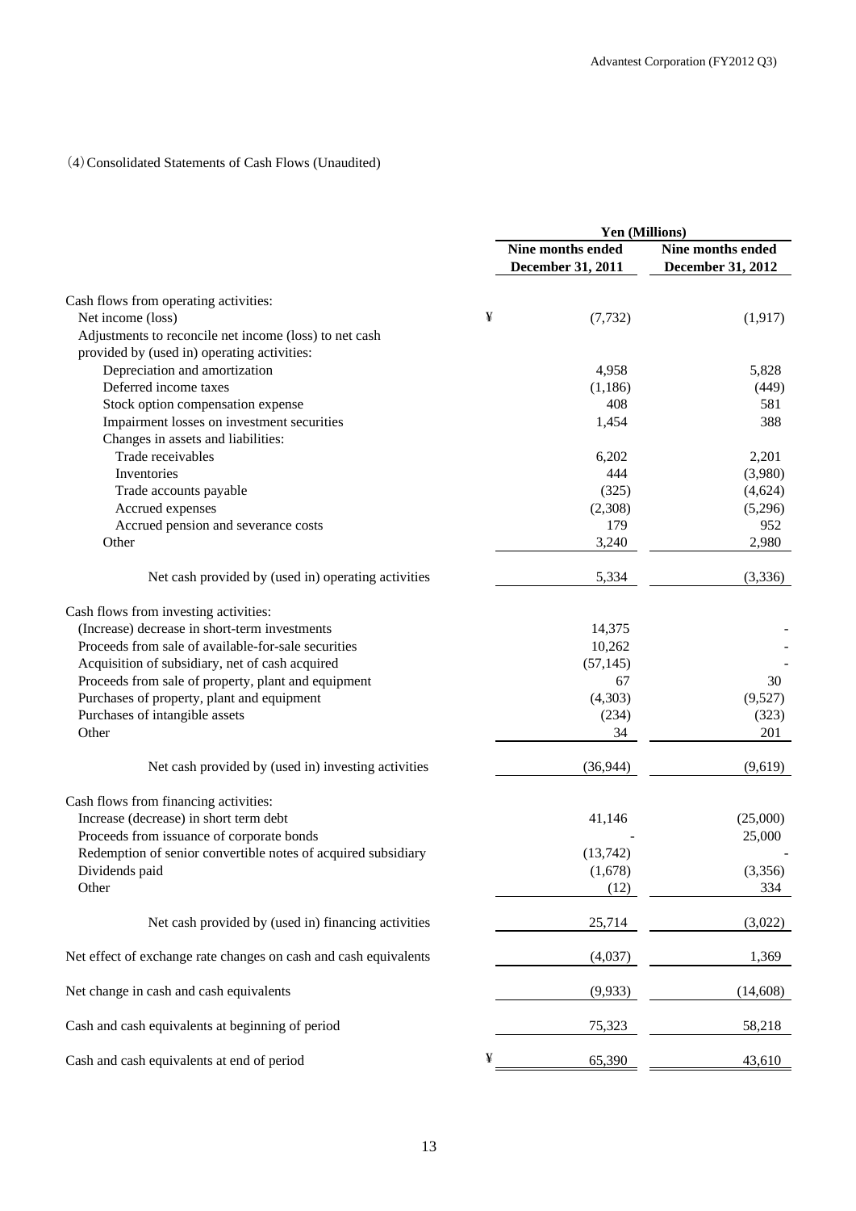(4) Consolidated Statements of Cash Flows (Unaudited)

| | | Yen (Millions) | |
|---|---|---|---|
| | | Nine months ended December 31, 2011 | Nine months ended December 31, 2012 |
| Cash flows from operating activities: | | | |
| Net income (loss) | ¥ | (7,732) | (1,917) |
| Adjustments to reconcile net income (loss) to net cash provided by (used in) operating activities: | | | |
| Depreciation and amortization | | 4,958 | 5,828 |
| Deferred income taxes | | (1,186) | (449) |
| Stock option compensation expense | | 408 | 581 |
| Impairment losses on investment securities | | 1,454 | 388 |
| Changes in assets and liabilities: | | | |
| Trade receivables | | 6,202 | 2,201 |
| Inventories | | 444 | (3,980) |
| Trade accounts payable | | (325) | (4,624) |
| Accrued expenses | | (2,308) | (5,296) |
| Accrued pension and severance costs | | 179 | 952 |
| Other | | 3,240 | 2,980 |
| Net cash provided by (used in) operating activities | | 5,334 | (3,336) |
| Cash flows from investing activities: | | | |
| (Increase) decrease in short-term investments | | 14,375 | - |
| Proceeds from sale of available-for-sale securities | | 10,262 | - |
| Acquisition of subsidiary, net of cash acquired | | (57,145) | - |
| Proceeds from sale of property, plant and equipment | | 67 | 30 |
| Purchases of property, plant and equipment | | (4,303) | (9,527) |
| Purchases of intangible assets | | (234) | (323) |
| Other | | 34 | 201 |
| Net cash provided by (used in) investing activities | | (36,944) | (9,619) |
| Cash flows from financing activities: | | | |
| Increase (decrease) in short term debt | | 41,146 | (25,000) |
| Proceeds from issuance of corporate bonds | | - | 25,000 |
| Redemption of senior convertible notes of acquired subsidiary | | (13,742) | - |
| Dividends paid | | (1,678) | (3,356) |
| Other | | (12) | 334 |
| Net cash provided by (used in) financing activities | | 25,714 | (3,022) |
| Net effect of exchange rate changes on cash and cash equivalents | | (4,037) | 1,369 |
| Net change in cash and cash equivalents | | (9,933) | (14,608) |
| Cash and cash equivalents at beginning of period | | 75,323 | 58,218 |
| Cash and cash equivalents at end of period | ¥ | 65,390 | 43,610 |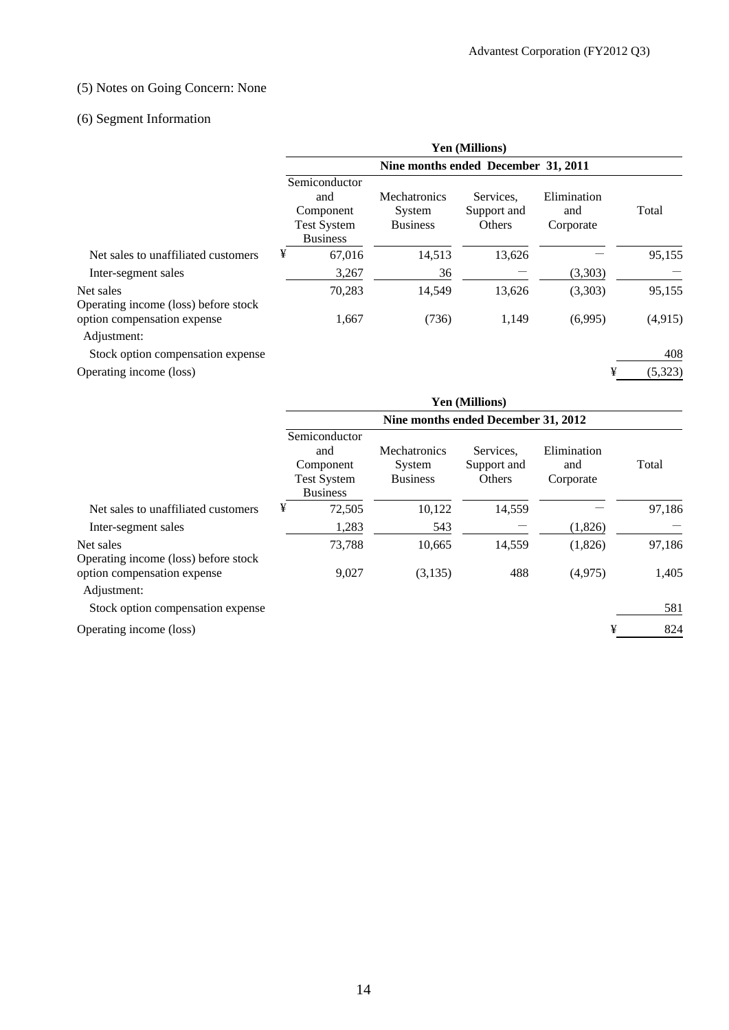(5) Notes on Going Concern: None

(6) Segment Information

| | Yen (Millions) | | | | |
|---|---|---|---|---|---|
| | Nine months ended December 31, 2011 | | | | |
| | Semiconductor and Component Test System Business | Mechatronics System Business | Services, Support and Others | Elimination and Corporate | Total |
| Net sales to unaffiliated customers | ¥ 67,016 | 14,513 | 13,626 | — | 95,155 |
| Inter-segment sales | 3,267 | 36 | — | (3,303) | — |
| Net sales | 70,283 | 14,549 | 13,626 | (3,303) | 95,155 |
| Operating income (loss) before stock option compensation expense | 1,667 | (736) | 1,149 | (6,995) | (4,915) |
| Adjustment: | | | | | |
| Stock option compensation expense | | | | | 408 |
| Operating income (loss) | | | | | ¥ (5,323) |

| | Yen (Millions) | | | | |
|---|---|---|---|---|---|
| | Nine months ended December 31, 2012 | | | | |
| | Semiconductor and Component Test System Business | Mechatronics System Business | Services, Support and Others | Elimination and Corporate | Total |
| Net sales to unaffiliated customers | ¥ 72,505 | 10,122 | 14,559 | — | 97,186 |
| Inter-segment sales | 1,283 | 543 | — | (1,826) | — |
| Net sales | 73,788 | 10,665 | 14,559 | (1,826) | 97,186 |
| Operating income (loss) before stock option compensation expense | 9,027 | (3,135) | 488 | (4,975) | 1,405 |
| Adjustment: | | | | | |
| Stock option compensation expense | | | | | 581 |
| Operating income (loss) | | | | | ¥ 824 |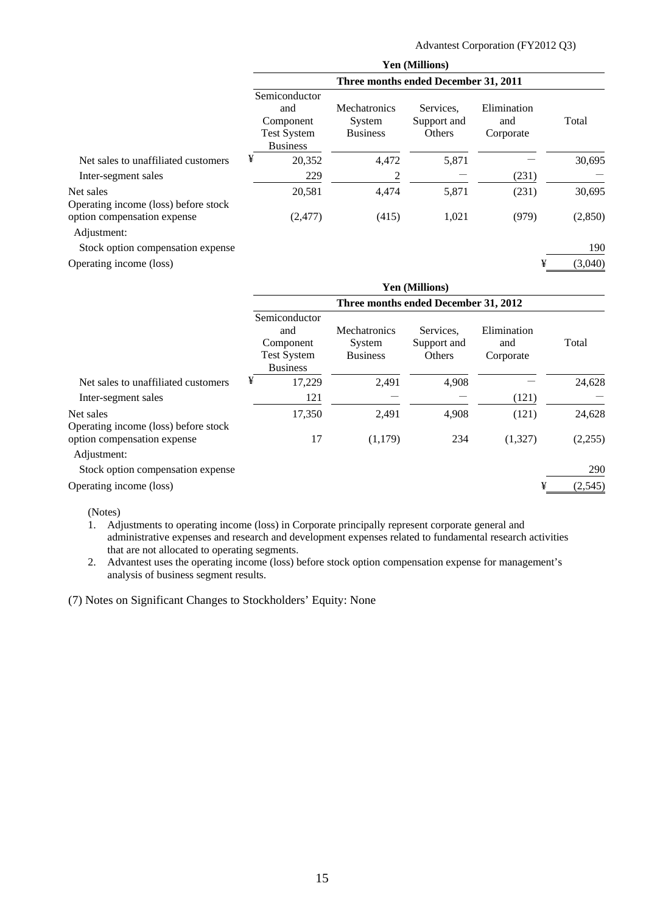| | Yen (Millions) | | | | |
|---|---|---|---|---|---|
| | Three months ended December 31, 2011 | | | | |
| | Semiconductor and Component Test System Business | Mechatronics System Business | Services, Support and Others | Elimination and Corporate | Total |
| Net sales to unaffiliated customers | ¥ 20,352 | 4,472 | 5,871 | — | 30,695 |
| Inter-segment sales | 229 | 2 | — | (231) | — |
| Net sales | 20,581 | 4,474 | 5,871 | (231) | 30,695 |
| Operating income (loss) before stock option compensation expense | (2,477) | (415) | 1,021 | (979) | (2,850) |
| Adjustment: | | | | | |
| Stock option compensation expense | | | | | 190 |
| Operating income (loss) | | | | | ¥ (3,040) |

| | Yen (Millions) | | | | |
|---|---|---|---|---|---|
| | Three months ended December 31, 2012 | | | | |
| | Semiconductor and Component Test System Business | Mechatronics System Business | Services, Support and Others | Elimination and Corporate | Total |
| Net sales to unaffiliated customers | ¥ 17,229 | 2,491 | 4,908 | — | 24,628 |
| Inter-segment sales | 121 | — | — | (121) | — |
| Net sales | 17,350 | 2,491 | 4,908 | (121) | 24,628 |
| Operating income (loss) before stock option compensation expense | 17 | (1,179) | 234 | (1,327) | (2,255) |
| Adjustment: | | | | | |
| Stock option compensation expense | | | | | 290 |
| Operating income (loss) | | | | | ¥ (2,545) |

(Notes)

1. Adjustments to operating income (loss) in Corporate principally represent corporate general and administrative expenses and research and development expenses related to fundamental research activities that are not allocated to operating segments.
2. Advantest uses the operating income (loss) before stock option compensation expense for management's analysis of business segment results.

(7) Notes on Significant Changes to Stockholders' Equity: None